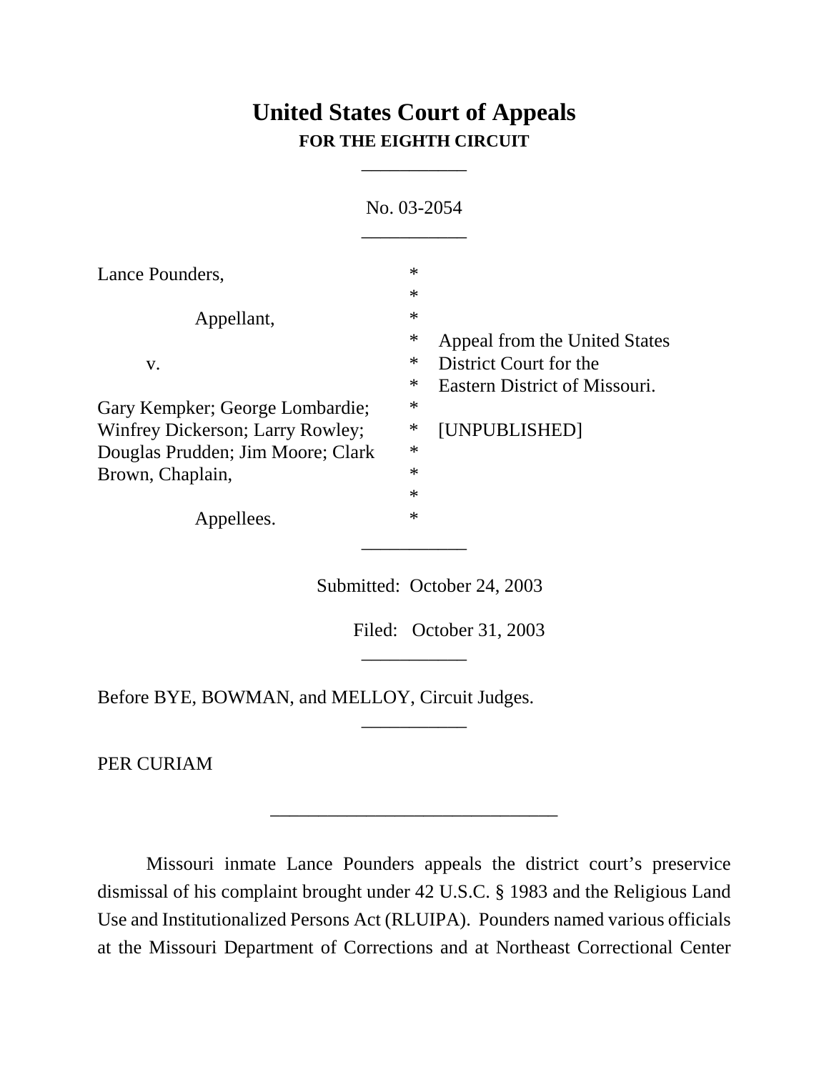# United States Court of Appeals
**FOR THE EIGHTH CIRCUIT**

___________

No. 03-2054

___________

| | | |
|---|---|---|
| Lance Pounders, | * | |
| | * | |
| Appellant, | * | |
| | * | Appeal from the United States |
| v. | * | District Court for the |
| | * | Eastern District of Missouri. |
| Gary Kempker; George Lombardie; | * | |
| Winfrey Dickerson; Larry Rowley; | * | [UNPUBLISHED] |
| Douglas Prudden; Jim Moore; Clark | * | |
| Brown, Chaplain, | * | |
| | * | |
| Appellees. | * | |

___________

Submitted: October 24, 2003

Filed: October 31, 2003

___________

Before BYE, BOWMAN, and MELLOY, Circuit Judges.

___________

PER CURIAM

______________________________

Missouri inmate Lance Pounders appeals the district court's preservice dismissal of his complaint brought under 42 U.S.C. § 1983 and the Religious Land Use and Institutionalized Persons Act (RLUIPA). Pounders named various officials at the Missouri Department of Corrections and at Northeast Correctional Center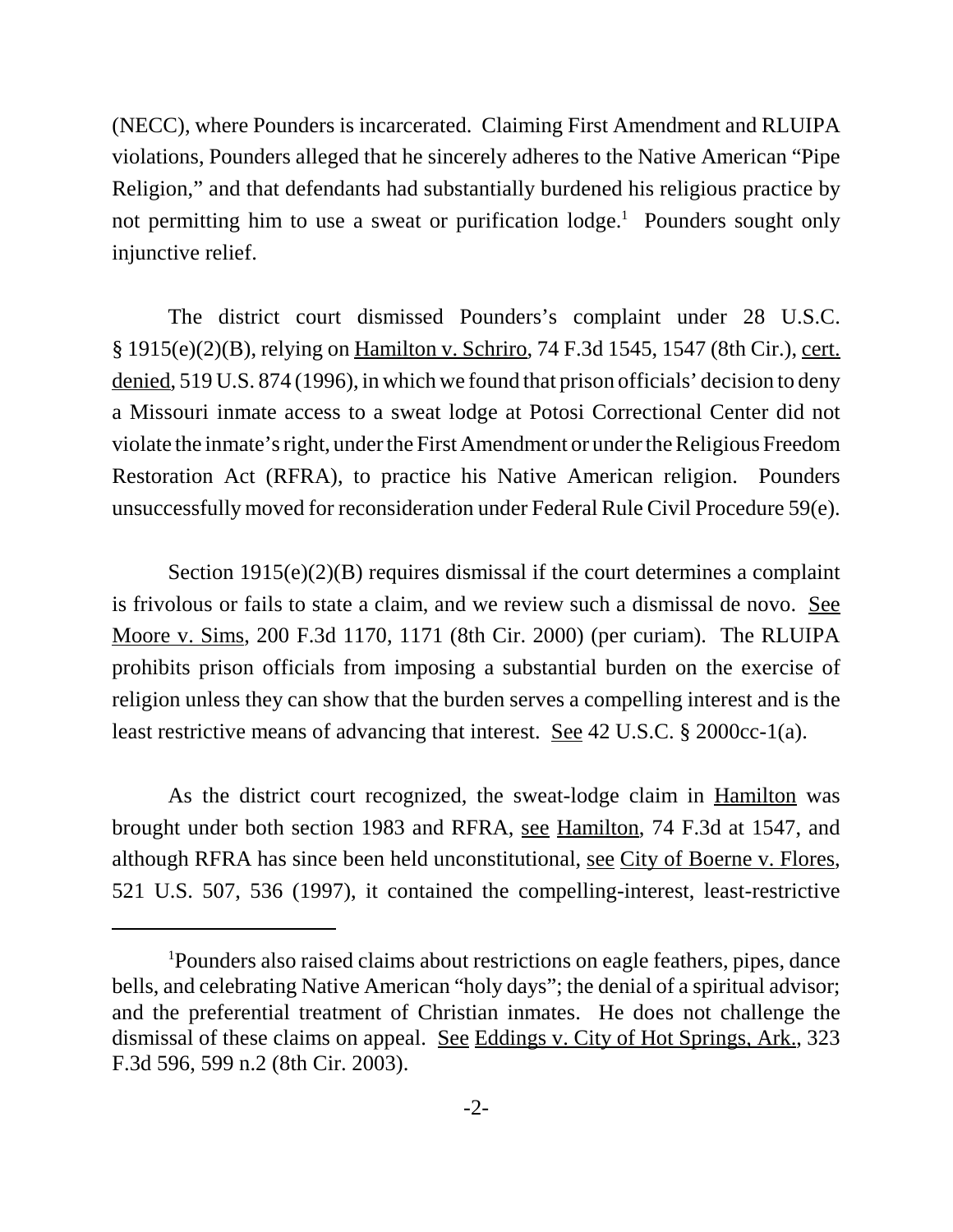(NECC), where Pounders is incarcerated. Claiming First Amendment and RLUIPA violations, Pounders alleged that he sincerely adheres to the Native American "Pipe Religion," and that defendants had substantially burdened his religious practice by not permitting him to use a sweat or purification lodge.[1] Pounders sought only injunctive relief.

The district court dismissed Pounders's complaint under 28 U.S.C. § 1915(e)(2)(B), relying on Hamilton v. Schriro, 74 F.3d 1545, 1547 (8th Cir.), cert. denied, 519 U.S. 874 (1996), in which we found that prison officials' decision to deny a Missouri inmate access to a sweat lodge at Potosi Correctional Center did not violate the inmate's right, under the First Amendment or under the Religious Freedom Restoration Act (RFRA), to practice his Native American religion. Pounders unsuccessfully moved for reconsideration under Federal Rule Civil Procedure 59(e).

Section 1915(e)(2)(B) requires dismissal if the court determines a complaint is frivolous or fails to state a claim, and we review such a dismissal de novo. See Moore v. Sims, 200 F.3d 1170, 1171 (8th Cir. 2000) (per curiam). The RLUIPA prohibits prison officials from imposing a substantial burden on the exercise of religion unless they can show that the burden serves a compelling interest and is the least restrictive means of advancing that interest. See 42 U.S.C. § 2000cc-1(a).

As the district court recognized, the sweat-lodge claim in Hamilton was brought under both section 1983 and RFRA, see Hamilton, 74 F.3d at 1547, and although RFRA has since been held unconstitutional, see City of Boerne v. Flores, 521 U.S. 507, 536 (1997), it contained the compelling-interest, least-restrictive

---

[1] Pounders also raised claims about restrictions on eagle feathers, pipes, dance bells, and celebrating Native American "holy days"; the denial of a spiritual advisor; and the preferential treatment of Christian inmates. He does not challenge the dismissal of these claims on appeal. See Eddings v. City of Hot Springs, Ark., 323 F.3d 596, 599 n.2 (8th Cir. 2003).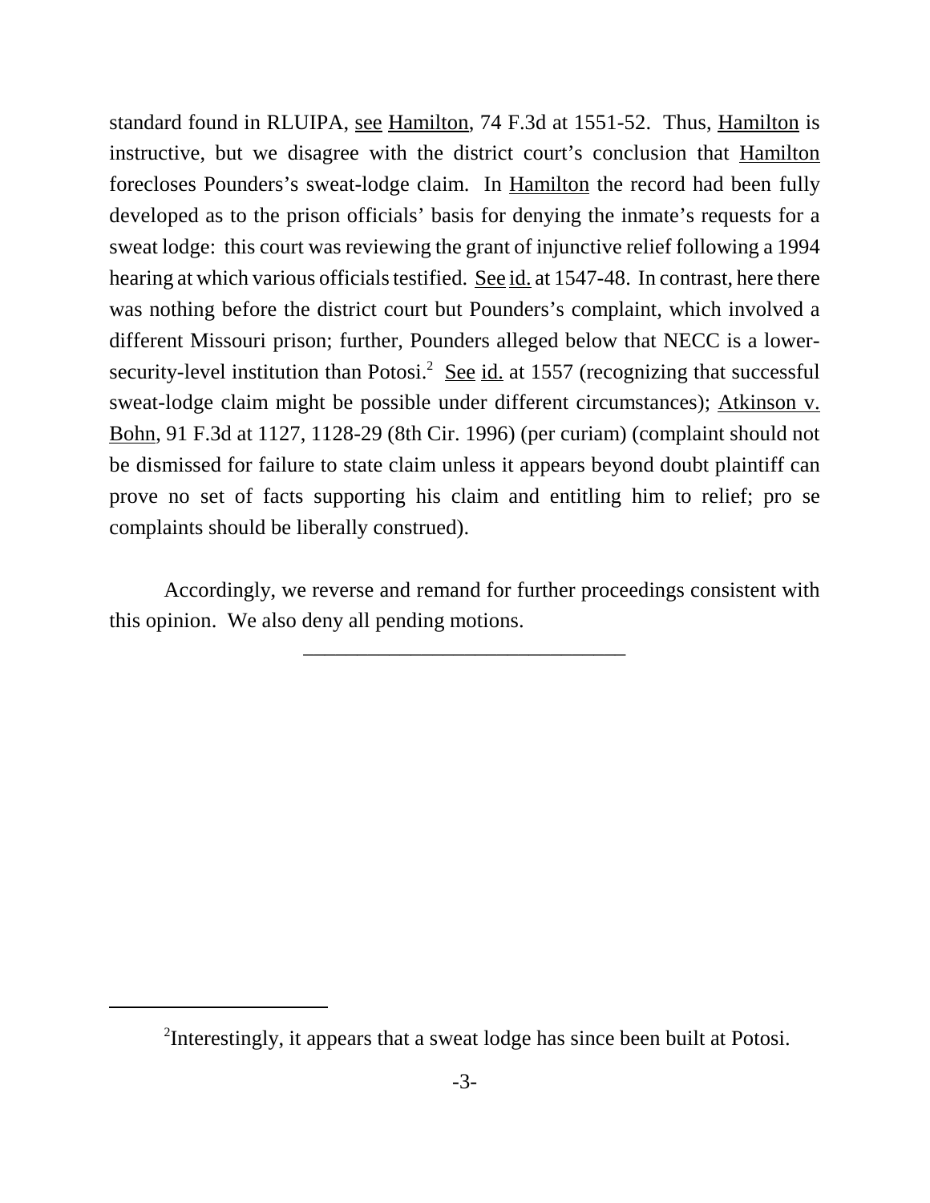standard found in RLUIPA, see Hamilton, 74 F.3d at 1551-52. Thus, Hamilton is instructive, but we disagree with the district court's conclusion that Hamilton forecloses Pounders's sweat-lodge claim. In Hamilton the record had been fully developed as to the prison officials' basis for denying the inmate's requests for a sweat lodge: this court was reviewing the grant of injunctive relief following a 1994 hearing at which various officials testified. See id. at 1547-48. In contrast, here there was nothing before the district court but Pounders's complaint, which involved a different Missouri prison; further, Pounders alleged below that NECC is a lower-security-level institution than Potosi.[2] See id. at 1557 (recognizing that successful sweat-lodge claim might be possible under different circumstances); Atkinson v. Bohn, 91 F.3d at 1127, 1128-29 (8th Cir. 1996) (per curiam) (complaint should not be dismissed for failure to state claim unless it appears beyond doubt plaintiff can prove no set of facts supporting his claim and entitling him to relief; pro se complaints should be liberally construed).

Accordingly, we reverse and remand for further proceedings consistent with this opinion. We also deny all pending motions.

______________________________

[2]Interestingly, it appears that a sweat lodge has since been built at Potosi.